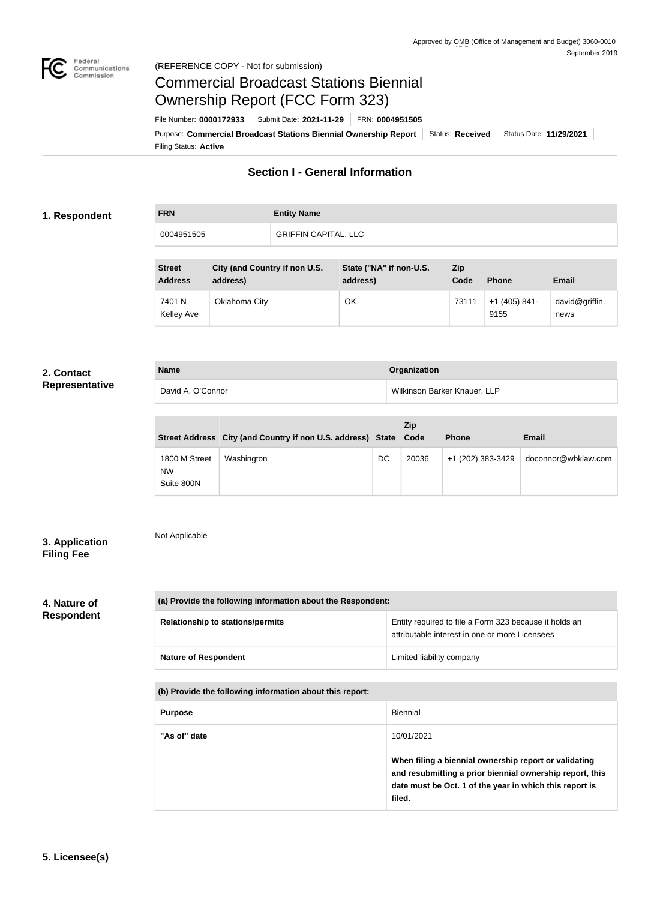Approved by OMB (Office of Management and Budget) 3060-0010
September 2019

(REFERENCE COPY - Not for submission)

# Commercial Broadcast Stations Biennial Ownership Report (FCC Form 323)

File Number: **0000172933** | Submit Date: **2021-11-29** | FRN: **0004951505**

Purpose: **Commercial Broadcast Stations Biennial Ownership Report** | Status: **Received** | Status Date: **11/29/2021**

Filing Status: **Active**

## Section I - General Information

### 1. Respondent

| FRN | Entity Name |
| --- | --- |
| 0004951505 | GRIFFIN CAPITAL, LLC |

| Street Address | City (and Country if non U.S. address) | State ("NA" if non-U.S. address) | Zip Code | Phone | Email |
| --- | --- | --- | --- | --- | --- |
| 7401 N Kelley Ave | Oklahoma City | OK | 73111 | +1 (405) 841-9155 | david@griffin.news |

### 2. Contact Representative

| Name | Organization |
| --- | --- |
| David A. O'Connor | Wilkinson Barker Knauer, LLP |

| Street Address | City (and Country if non U.S. address) | State | Zip Code | Phone | Email |
| --- | --- | --- | --- | --- | --- |
| 1800 M Street NW Suite 800N | Washington | DC | 20036 | +1 (202) 383-3429 | doconnor@wbklaw.com |

### 3. Application Filing Fee

Not Applicable

### 4. Nature of Respondent

| (a) Provide the following information about the Respondent: | |
| --- | --- |
| Relationship to stations/permits | Entity required to file a Form 323 because it holds an attributable interest in one or more Licensees |
| Nature of Respondent | Limited liability company |

| (b) Provide the following information about this report: | |
| --- | --- |
| Purpose | Biennial |
| "As of" date | 10/01/2021<br><br>**When filing a biennial ownership report or validating and resubmitting a prior biennial ownership report, this date must be Oct. 1 of the year in which this report is filed.** |

### 5. Licensee(s)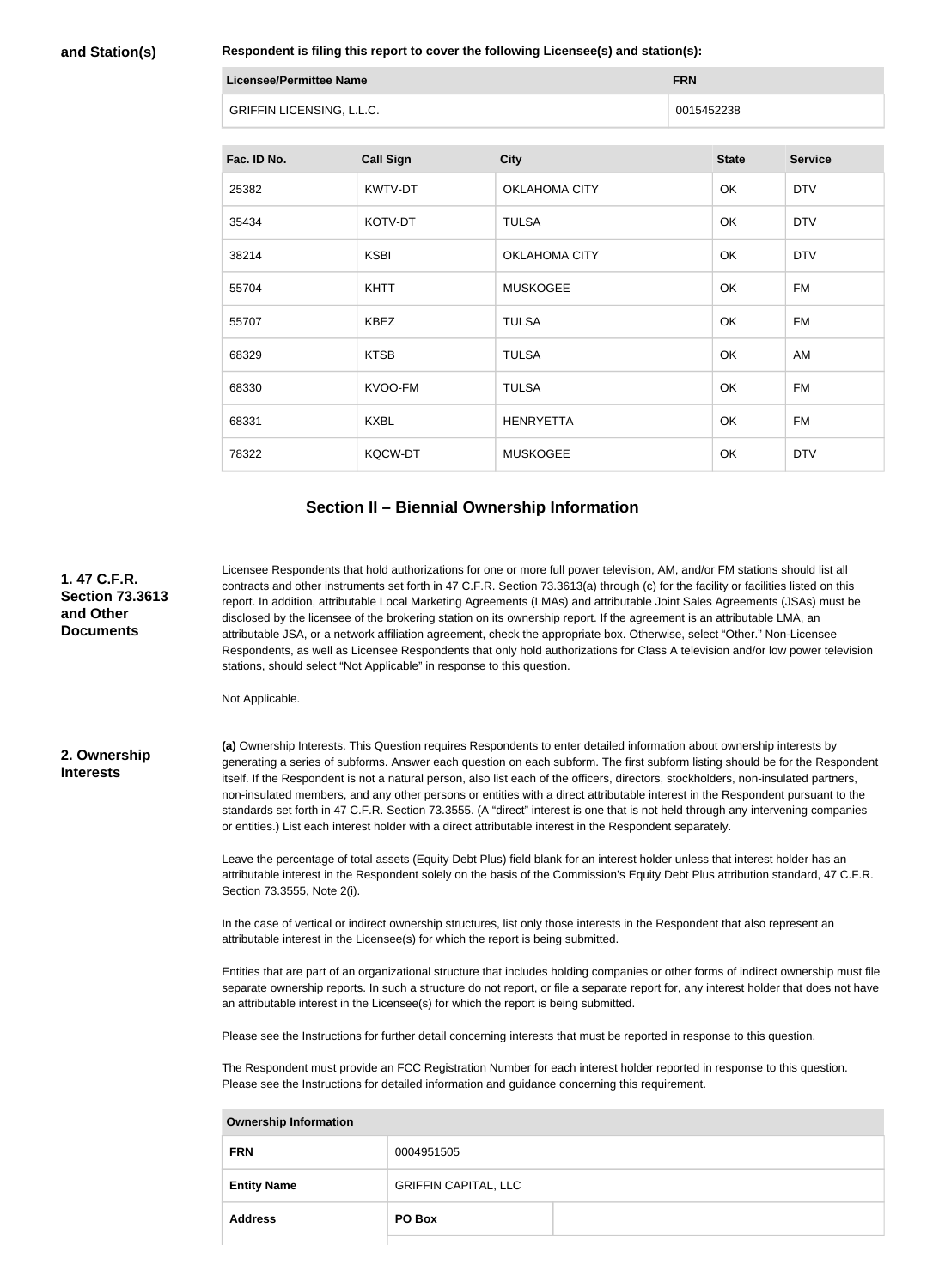**and Station(s)**

**Respondent is filing this report to cover the following Licensee(s) and station(s):**

| Licensee/Permittee Name | FRN |
|---|---|
| GRIFFIN LICENSING, L.L.C. | 0015452238 |

| Fac. ID No. | Call Sign | City | State | Service |
|---|---|---|---|---|
| 25382 | KWTV-DT | OKLAHOMA CITY | OK | DTV |
| 35434 | KOTV-DT | TULSA | OK | DTV |
| 38214 | KSBI | OKLAHOMA CITY | OK | DTV |
| 55704 | KHTT | MUSKOGEE | OK | FM |
| 55707 | KBEZ | TULSA | OK | FM |
| 68329 | KTSB | TULSA | OK | AM |
| 68330 | KVOO-FM | TULSA | OK | FM |
| 68331 | KXBL | HENRYETTA | OK | FM |
| 78322 | KQCW-DT | MUSKOGEE | OK | DTV |

## Section II – Biennial Ownership Information

**1. 47 C.F.R. Section 73.3613 and Other Documents**

Licensee Respondents that hold authorizations for one or more full power television, AM, and/or FM stations should list all contracts and other instruments set forth in 47 C.F.R. Section 73.3613(a) through (c) for the facility or facilities listed on this report. In addition, attributable Local Marketing Agreements (LMAs) and attributable Joint Sales Agreements (JSAs) must be disclosed by the licensee of the brokering station on its ownership report. If the agreement is an attributable LMA, an attributable JSA, or a network affiliation agreement, check the appropriate box. Otherwise, select "Other." Non-Licensee Respondents, as well as Licensee Respondents that only hold authorizations for Class A television and/or low power television stations, should select "Not Applicable" in response to this question.

Not Applicable.

**2. Ownership Interests**

**(a)** Ownership Interests. This Question requires Respondents to enter detailed information about ownership interests by generating a series of subforms. Answer each question on each subform. The first subform listing should be for the Respondent itself. If the Respondent is not a natural person, also list each of the officers, directors, stockholders, non-insulated partners, non-insulated members, and any other persons or entities with a direct attributable interest in the Respondent pursuant to the standards set forth in 47 C.F.R. Section 73.3555. (A "direct" interest is one that is not held through any intervening companies or entities.) List each interest holder with a direct attributable interest in the Respondent separately.

Leave the percentage of total assets (Equity Debt Plus) field blank for an interest holder unless that interest holder has an attributable interest in the Respondent solely on the basis of the Commission's Equity Debt Plus attribution standard, 47 C.F.R. Section 73.3555, Note 2(i).

In the case of vertical or indirect ownership structures, list only those interests in the Respondent that also represent an attributable interest in the Licensee(s) for which the report is being submitted.

Entities that are part of an organizational structure that includes holding companies or other forms of indirect ownership must file separate ownership reports. In such a structure do not report, or file a separate report for, any interest holder that does not have an attributable interest in the Licensee(s) for which the report is being submitted.

Please see the Instructions for further detail concerning interests that must be reported in response to this question.

The Respondent must provide an FCC Registration Number for each interest holder reported in response to this question. Please see the Instructions for detailed information and guidance concerning this requirement.

| Ownership Information | | |
|---|---|---|
| **FRN** | 0004951505 | |
| **Entity Name** | GRIFFIN CAPITAL, LLC | |
| **Address** | **PO Box** | |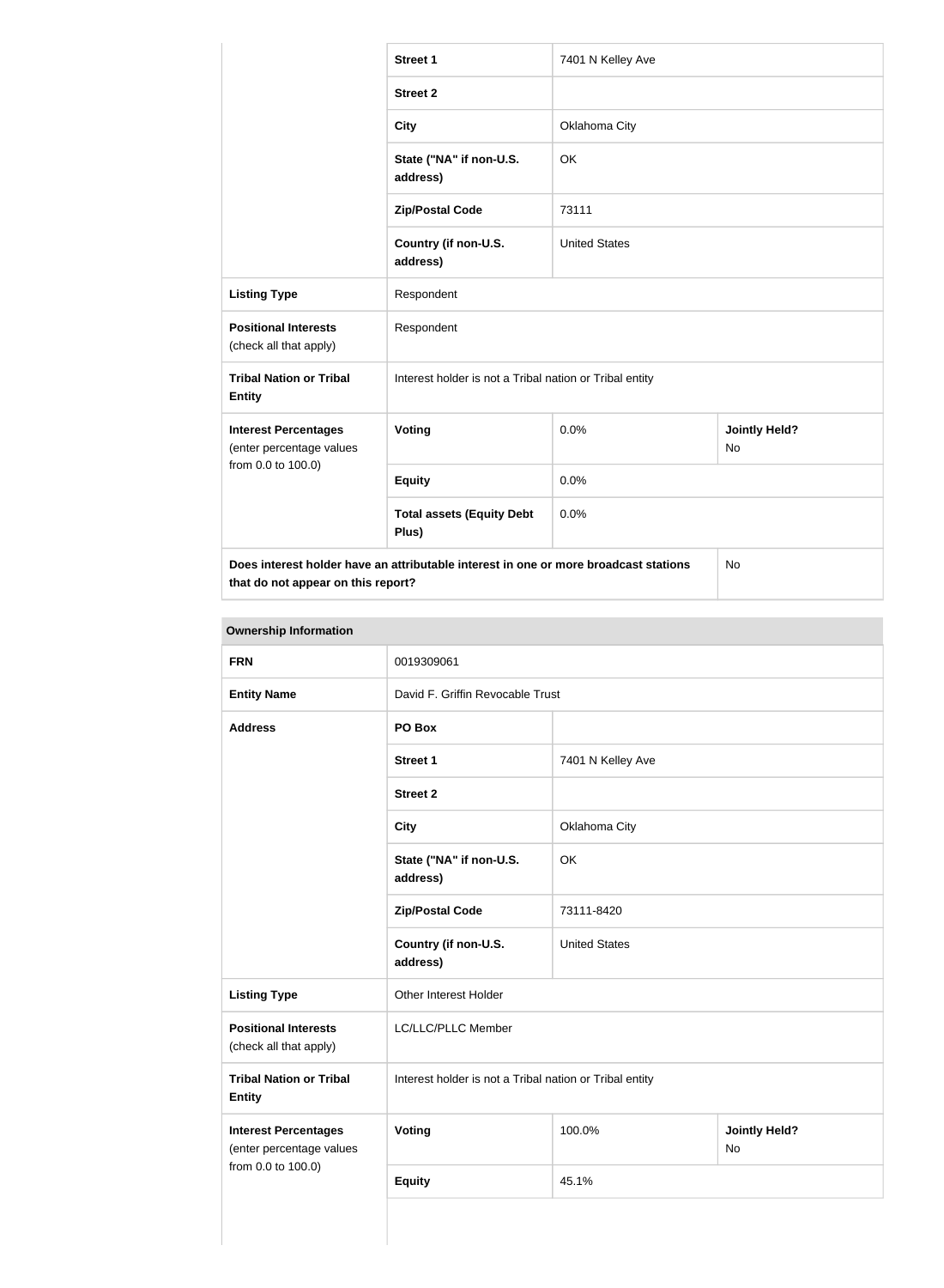| | | | |
|---|---|---|---|
| | **Street 1** | 7401 N Kelley Ave | |
| | **Street 2** | | |
| | **City** | Oklahoma City | |
| | **State ("NA" if non-U.S. address)** | OK | |
| | **Zip/Postal Code** | 73111 | |
| | **Country (if non-U.S. address)** | United States | |
| **Listing Type** | Respondent | | |
| **Positional Interests** (check all that apply) | Respondent | | |
| **Tribal Nation or Tribal Entity** | Interest holder is not a Tribal nation or Tribal entity | | |
| **Interest Percentages** (enter percentage values from 0.0 to 100.0) | **Voting** | 0.0% | **Jointly Held?** No |
| | **Equity** | 0.0% | |
| | **Total assets (Equity Debt Plus)** | 0.0% | |
| **Does interest holder have an attributable interest in one or more broadcast stations that do not appear on this report?** | | | No |

**Ownership Information**

| | | | |
|---|---|---|---|
| **FRN** | 0019309061 | | |
| **Entity Name** | David F. Griffin Revocable Trust | | |
| **Address** | **PO Box** | | |
| | **Street 1** | 7401 N Kelley Ave | |
| | **Street 2** | | |
| | **City** | Oklahoma City | |
| | **State ("NA" if non-U.S. address)** | OK | |
| | **Zip/Postal Code** | 73111-8420 | |
| | **Country (if non-U.S. address)** | United States | |
| **Listing Type** | Other Interest Holder | | |
| **Positional Interests** (check all that apply) | LC/LLC/PLLC Member | | |
| **Tribal Nation or Tribal Entity** | Interest holder is not a Tribal nation or Tribal entity | | |
| **Interest Percentages** (enter percentage values from 0.0 to 100.0) | **Voting** | 100.0% | **Jointly Held?** No |
| | **Equity** | 45.1% | |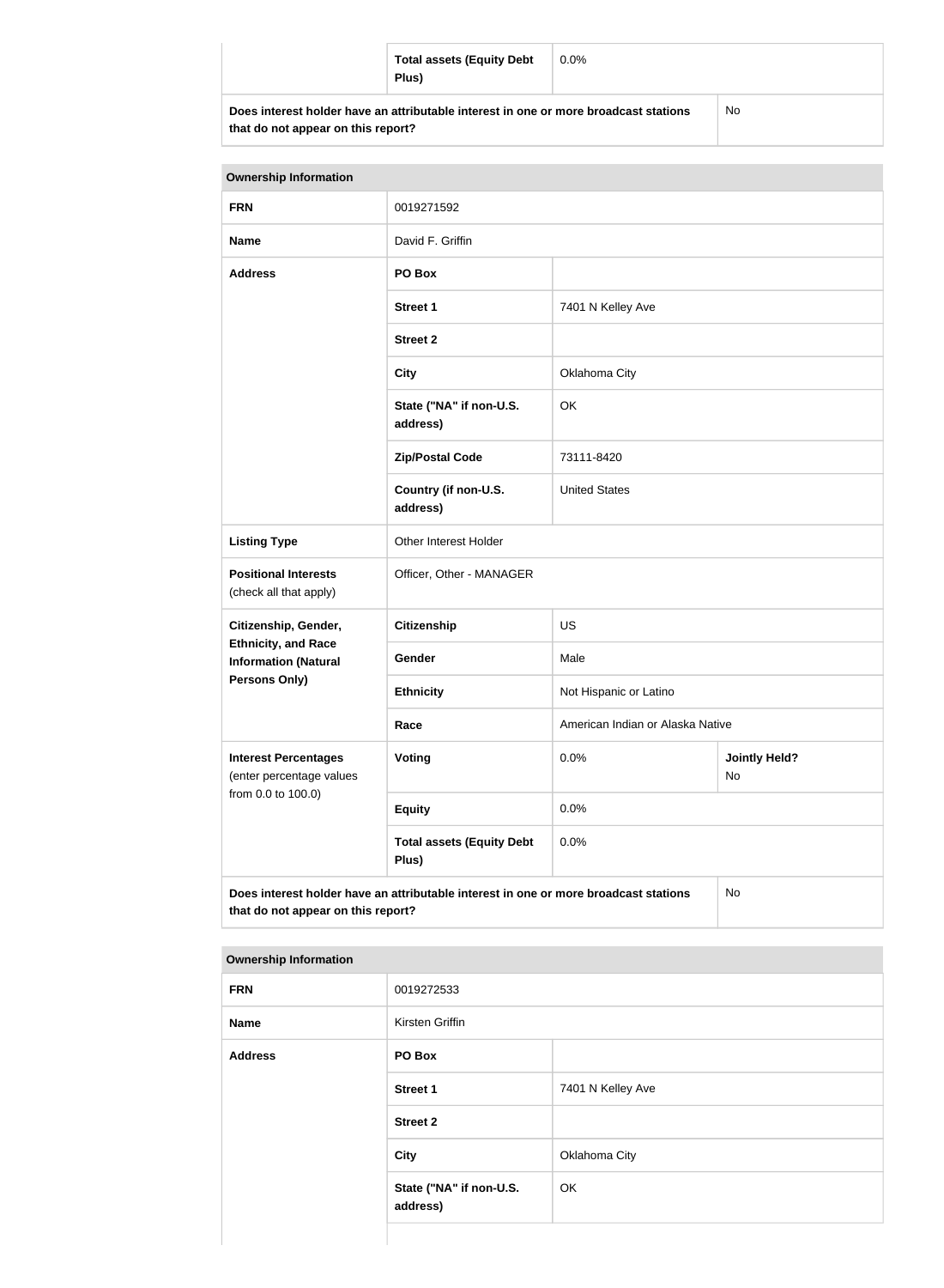| | | |
|---|---|---|
| | **Total assets (Equity Debt Plus)** | 0.0% |
| **Does interest holder have an attributable interest in one or more broadcast stations that do not appear on this report?** | | No |

| **Ownership Information** | | | |
|---|---|---|---|
| **FRN** | 0019271592 | | |
| **Name** | David F. Griffin | | |
| **Address** | **PO Box** | | |
| | **Street 1** | 7401 N Kelley Ave | |
| | **Street 2** | | |
| | **City** | Oklahoma City | |
| | **State ("NA" if non-U.S. address)** | OK | |
| | **Zip/Postal Code** | 73111-8420 | |
| | **Country (if non-U.S. address)** | United States | |
| **Listing Type** | Other Interest Holder | | |
| **Positional Interests** (check all that apply) | Officer, Other - MANAGER | | |
| **Citizenship, Gender, Ethnicity, and Race Information (Natural Persons Only)** | **Citizenship** | US | |
| | **Gender** | Male | |
| | **Ethnicity** | Not Hispanic or Latino | |
| | **Race** | American Indian or Alaska Native | |
| **Interest Percentages** (enter percentage values from 0.0 to 100.0) | **Voting** | 0.0% | **Jointly Held?** No |
| | **Equity** | 0.0% | |
| | **Total assets (Equity Debt Plus)** | 0.0% | |
| **Does interest holder have an attributable interest in one or more broadcast stations that do not appear on this report?** | | | No |

| **Ownership Information** | | |
|---|---|---|
| **FRN** | 0019272533 | |
| **Name** | Kirsten Griffin | |
| **Address** | **PO Box** | |
| | **Street 1** | 7401 N Kelley Ave |
| | **Street 2** | |
| | **City** | Oklahoma City |
| | **State ("NA" if non-U.S. address)** | OK |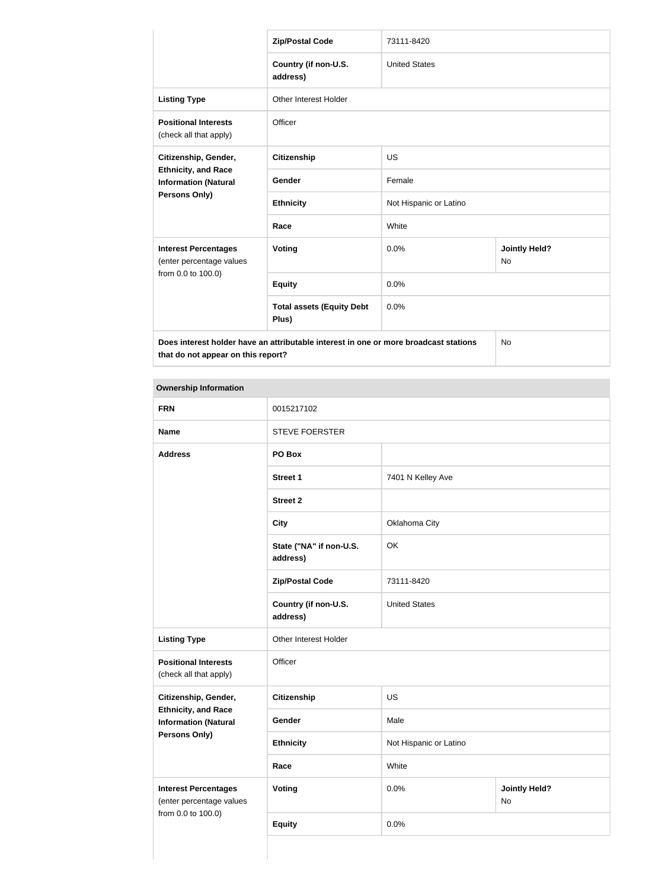| | | | |
|---|---|---|---|
| | **Zip/Postal Code** | 73111-8420 | |
| | **Country (if non-U.S. address)** | United States | |
| **Listing Type** | Other Interest Holder | | |
| **Positional Interests** (check all that apply) | Officer | | |
| **Citizenship, Gender, Ethnicity, and Race Information (Natural Persons Only)** | **Citizenship** | US | |
| | **Gender** | Female | |
| | **Ethnicity** | Not Hispanic or Latino | |
| | **Race** | White | |
| **Interest Percentages** (enter percentage values from 0.0 to 100.0) | **Voting** | 0.0% | **Jointly Held?** No |
| | **Equity** | 0.0% | |
| | **Total assets (Equity Debt Plus)** | 0.0% | |
| **Does interest holder have an attributable interest in one or more broadcast stations that do not appear on this report?** | | | No |

| **Ownership Information** | | | |
|---|---|---|---|
| **FRN** | 0015217102 | | |
| **Name** | STEVE FOERSTER | | |
| **Address** | **PO Box** | | |
| | **Street 1** | 7401 N Kelley Ave | |
| | **Street 2** | | |
| | **City** | Oklahoma City | |
| | **State ("NA" if non-U.S. address)** | OK | |
| | **Zip/Postal Code** | 73111-8420 | |
| | **Country (if non-U.S. address)** | United States | |
| **Listing Type** | Other Interest Holder | | |
| **Positional Interests** (check all that apply) | Officer | | |
| **Citizenship, Gender, Ethnicity, and Race Information (Natural Persons Only)** | **Citizenship** | US | |
| | **Gender** | Male | |
| | **Ethnicity** | Not Hispanic or Latino | |
| | **Race** | White | |
| **Interest Percentages** (enter percentage values from 0.0 to 100.0) | **Voting** | 0.0% | **Jointly Held?** No |
| | **Equity** | 0.0% | |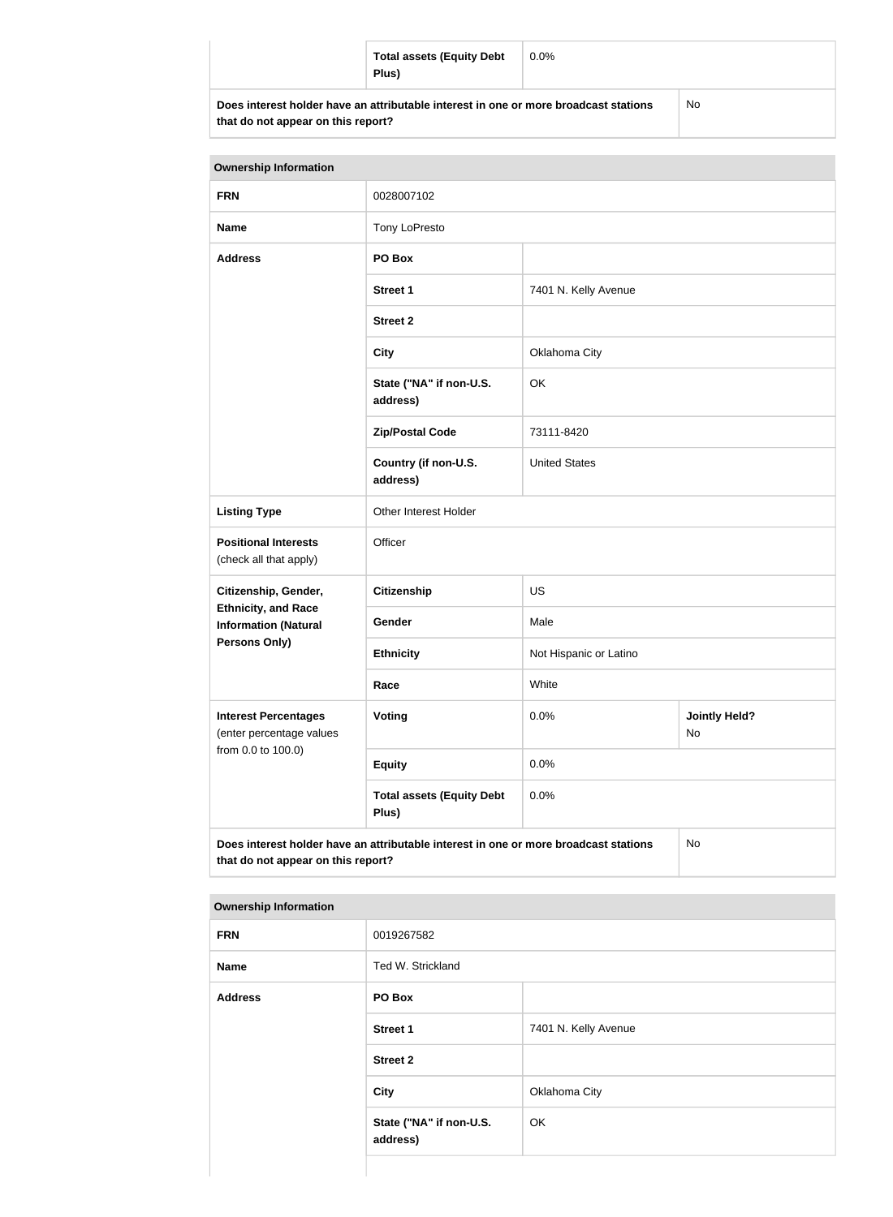| | Total assets (Equity Debt Plus) | 0.0% | |
|---|---|---|---|
| **Does interest holder have an attributable interest in one or more broadcast stations that do not appear on this report?** | | | No |

| **Ownership Information** | | | |
|---|---|---|---|
| **FRN** | 0028007102 | | |
| **Name** | Tony LoPresto | | |
| **Address** | **PO Box** | | |
| | **Street 1** | 7401 N. Kelly Avenue | |
| | **Street 2** | | |
| | **City** | Oklahoma City | |
| | **State ("NA" if non-U.S. address)** | OK | |
| | **Zip/Postal Code** | 73111-8420 | |
| | **Country (if non-U.S. address)** | United States | |
| **Listing Type** | Other Interest Holder | | |
| **Positional Interests** (check all that apply) | Officer | | |
| **Citizenship, Gender, Ethnicity, and Race Information (Natural Persons Only)** | **Citizenship** | US | |
| | **Gender** | Male | |
| | **Ethnicity** | Not Hispanic or Latino | |
| | **Race** | White | |
| **Interest Percentages** (enter percentage values from 0.0 to 100.0) | **Voting** | 0.0% | **Jointly Held?** No |
| | **Equity** | 0.0% | |
| | **Total assets (Equity Debt Plus)** | 0.0% | |
| **Does interest holder have an attributable interest in one or more broadcast stations that do not appear on this report?** | | | No |

| **Ownership Information** | | |
|---|---|---|
| **FRN** | 0019267582 | |
| **Name** | Ted W. Strickland | |
| **Address** | **PO Box** | |
| | **Street 1** | 7401 N. Kelly Avenue |
| | **Street 2** | |
| | **City** | Oklahoma City |
| | **State ("NA" if non-U.S. address)** | OK |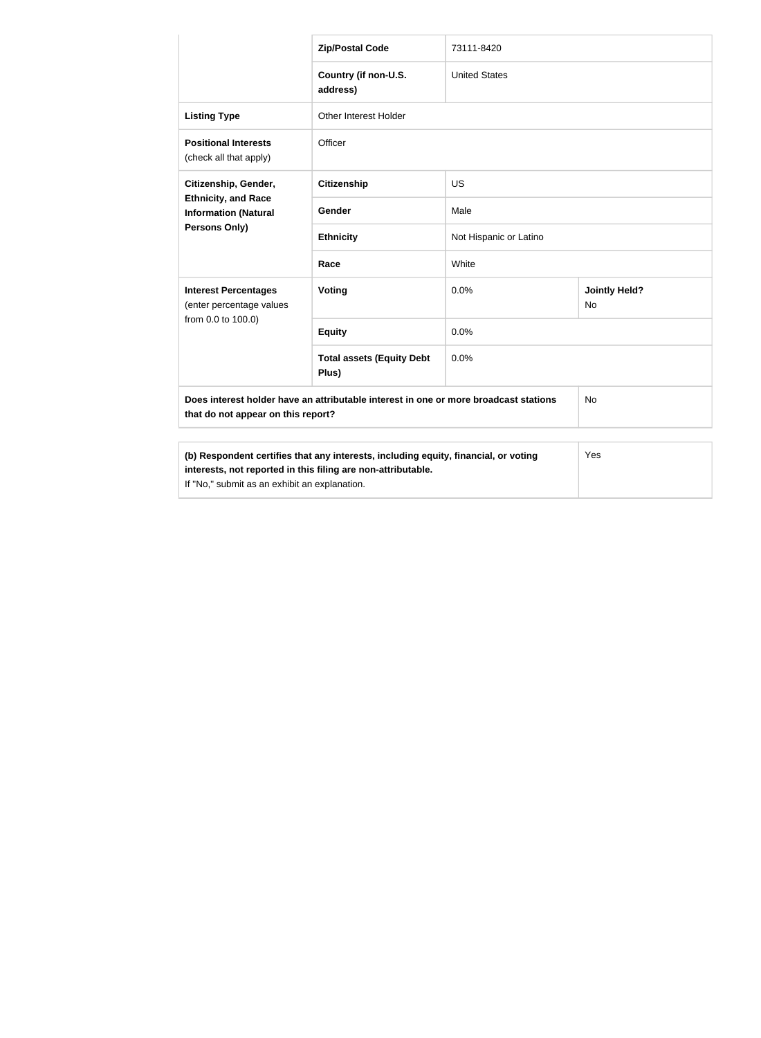| | | | |
|---|---|---|---|
| | **Zip/Postal Code** | 73111-8420 | |
| | **Country (if non-U.S. address)** | United States | |
| **Listing Type** | Other Interest Holder | | |
| **Positional Interests** (check all that apply) | Officer | | |
| **Citizenship, Gender, Ethnicity, and Race Information (Natural Persons Only)** | **Citizenship** | US | |
| | **Gender** | Male | |
| | **Ethnicity** | Not Hispanic or Latino | |
| | **Race** | White | |
| **Interest Percentages** (enter percentage values from 0.0 to 100.0) | **Voting** | 0.0% | **Jointly Held?** No |
| | **Equity** | 0.0% | |
| | **Total assets (Equity Debt Plus)** | 0.0% | |
| **Does interest holder have an attributable interest in one or more broadcast stations that do not appear on this report?** | | | No |

| | |
|---|---|
| **(b) Respondent certifies that any interests, including equity, financial, or voting interests, not reported in this filing are non-attributable.** If "No," submit as an exhibit an explanation. | Yes |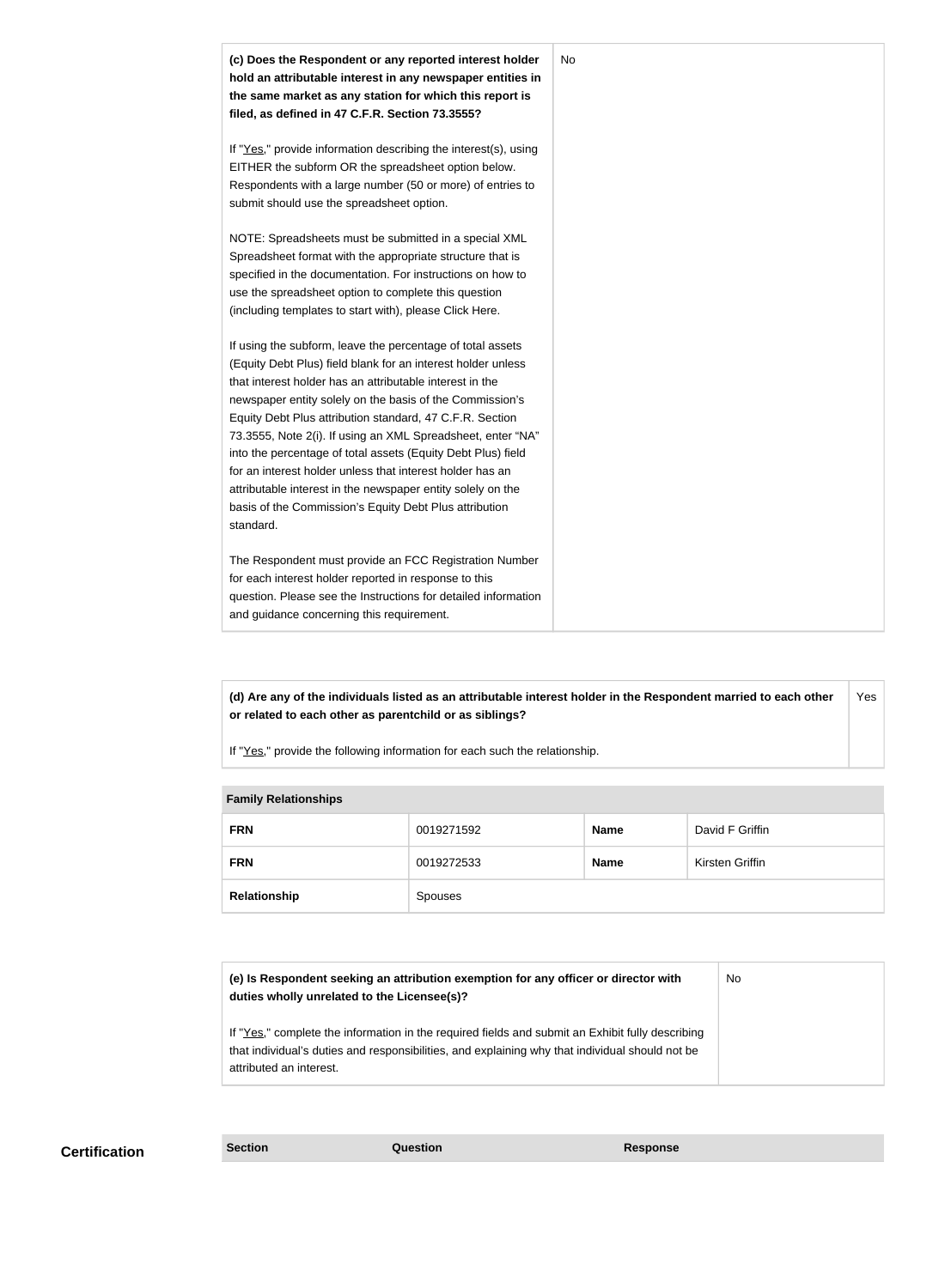| | |
|---|---|
| **(c) Does the Respondent or any reported interest holder hold an attributable interest in any newspaper entities in the same market as any station for which this report is filed, as defined in 47 C.F.R. Section 73.3555?**<br><br>If "Yes," provide information describing the interest(s), using EITHER the subform OR the spreadsheet option below. Respondents with a large number (50 or more) of entries to submit should use the spreadsheet option.<br><br>NOTE: Spreadsheets must be submitted in a special XML Spreadsheet format with the appropriate structure that is specified in the documentation. For instructions on how to use the spreadsheet option to complete this question (including templates to start with), please Click Here.<br><br>If using the subform, leave the percentage of total assets (Equity Debt Plus) field blank for an interest holder unless that interest holder has an attributable interest in the newspaper entity solely on the basis of the Commission's Equity Debt Plus attribution standard, 47 C.F.R. Section 73.3555, Note 2(i). If using an XML Spreadsheet, enter "NA" into the percentage of total assets (Equity Debt Plus) field for an interest holder unless that interest holder has an attributable interest in the newspaper entity solely on the basis of the Commission's Equity Debt Plus attribution standard.<br><br>The Respondent must provide an FCC Registration Number for each interest holder reported in response to this question. Please see the Instructions for detailed information and guidance concerning this requirement. | No |

| | |
|---|---|
| **(d) Are any of the individuals listed as an attributable interest holder in the Respondent married to each other or related to each other as parentchild or as siblings?**<br><br>If "Yes," provide the following information for each such the relationship. | Yes |

| **Family Relationships** | | | |
|---|---|---|---|
| **FRN** | 0019271592 | **Name** | David F Griffin |
| **FRN** | 0019272533 | **Name** | Kirsten Griffin |
| **Relationship** | Spouses | | |

| | |
|---|---|
| **(e) Is Respondent seeking an attribution exemption for any officer or director with duties wholly unrelated to the Licensee(s)?**<br><br>If "Yes," complete the information in the required fields and submit an Exhibit fully describing that individual's duties and responsibilities, and explaining why that individual should not be attributed an interest. | No |

## Certification

| Section | Question | Response |
|---|---|---|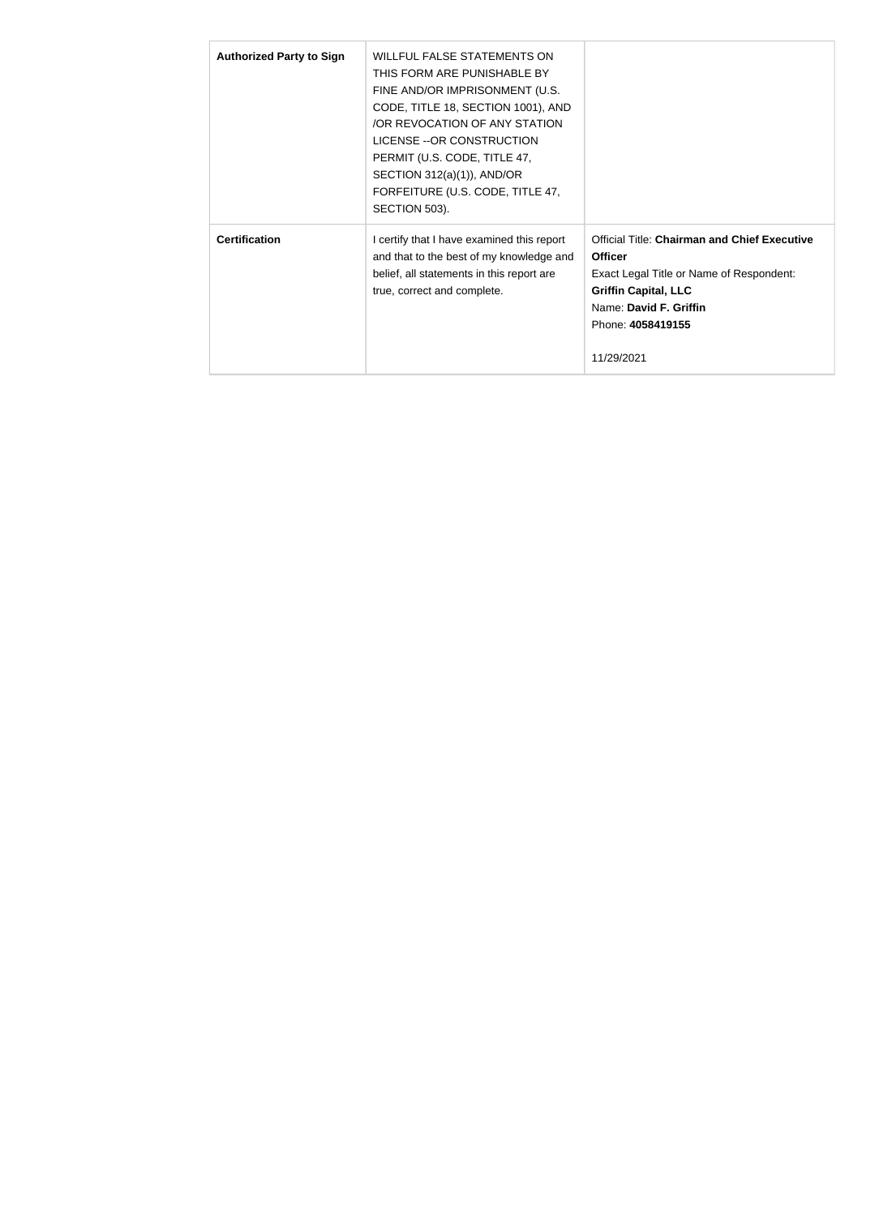| | | |
|---|---|---|
| **Authorized Party to Sign** | WILLFUL FALSE STATEMENTS ON THIS FORM ARE PUNISHABLE BY FINE AND/OR IMPRISONMENT (U.S. CODE, TITLE 18, SECTION 1001), AND /OR REVOCATION OF ANY STATION LICENSE --OR CONSTRUCTION PERMIT (U.S. CODE, TITLE 47, SECTION 312(a)(1)), AND/OR FORFEITURE (U.S. CODE, TITLE 47, SECTION 503). | |
| **Certification** | I certify that I have examined this report and that to the best of my knowledge and belief, all statements in this report are true, correct and complete. | Official Title: **Chairman and Chief Executive Officer**<br>Exact Legal Title or Name of Respondent: **Griffin Capital, LLC**<br>Name: **David F. Griffin**<br>Phone: **4058419155**<br><br>11/29/2021 |